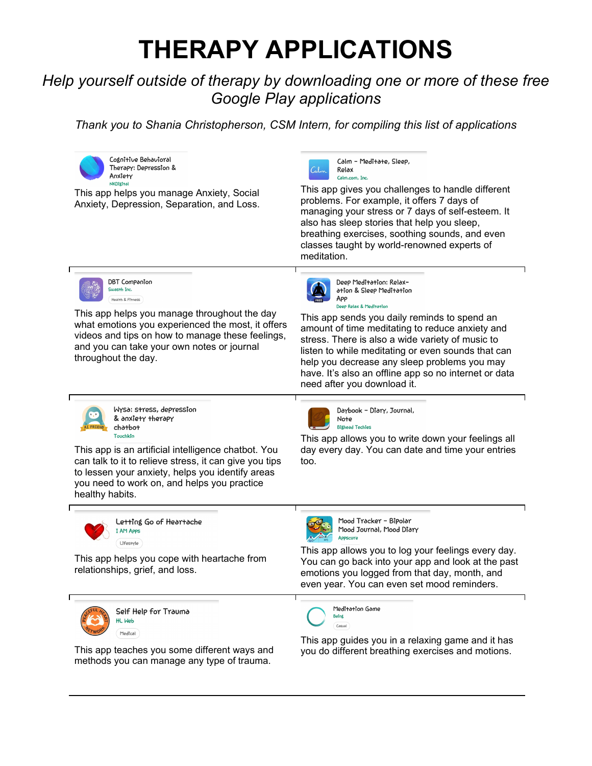# THERAPY APPLICATIONS

*Help yourself outside of therapy by downloading one or more of these free Google Play applications*

*Thank you to Shania Christopherson, CSM Intern, for compiling this list of applications*

**Cognitive Behavioral Therapy: Depression & Anxiety**
NKDigital

This app helps you manage Anxiety, Social Anxiety, Depression, Separation, and Loss.

**Calm - Meditate, Sleep, Relax**
Calm.com, Inc.

This app gives you challenges to handle different problems. For example, it offers 7 days of managing your stress or 7 days of self-esteem. It also has sleep stories that help you sleep, breathing exercises, soothing sounds, and even classes taught by world-renowned experts of meditation.

**DBT Companion**
Swasth Inc.
Health & Fitness

This app helps you manage throughout the day what emotions you experienced the most, it offers videos and tips on how to manage these feelings, and you can take your own notes or journal throughout the day.

**Deep Meditation: Relaxation & Sleep Meditation App**
Deep Relax & Meditation

This app sends you daily reminds to spend an amount of time meditating to reduce anxiety and stress. There is also a wide variety of music to listen to while meditating or even sounds that can help you decrease any sleep problems you may have. It's also an offline app so no internet or data need after you download it.

**Wysa: stress, depression & anxiety therapy chatbot**
Touchkin

This app is an artificial intelligence chatbot. You can talk to it to relieve stress, it can give you tips to lessen your anxiety, helps you identify areas you need to work on, and helps you practice healthy habits.

**Daybook - Diary, Journal, Note**
Bighead Techies

This app allows you to write down your feelings all day every day. You can date and time your entries too.

**Letting Go of Heartache**
I AM Apps
Lifestyle

This app helps you cope with heartache from relationships, grief, and loss.

**Mood Tracker - Bipolar Mood Journal, Mood Diary**
Appscure

This app allows you to log your feelings every day. You can go back into your app and look at the past emotions you logged from that day, month, and even year. You can even set mood reminders.

**Self Help for Trauma**
HL Web
Medical

This app teaches you some different ways and methods you can manage any type of trauma.

**Meditation Game**
Being
Casual

This app guides you in a relaxing game and it has you do different breathing exercises and motions.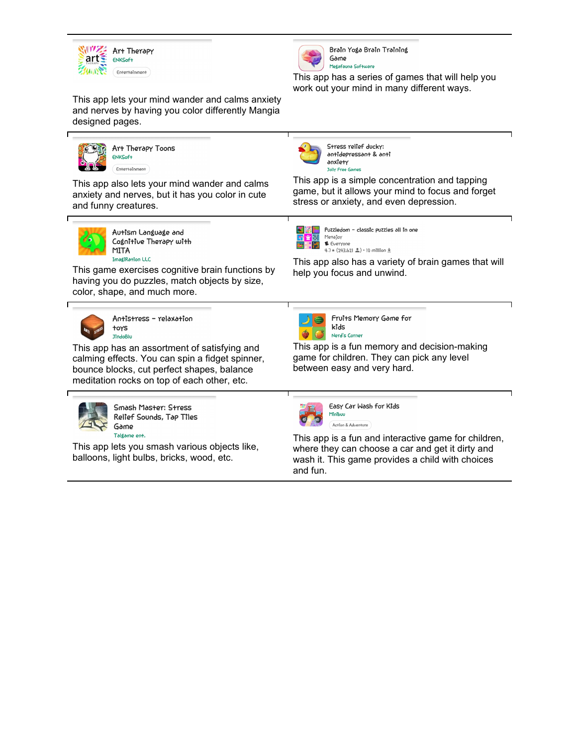| | |
|---|---|
| Art Therapy<br>ENKSoft<br>Entertainment<br><br>This app lets your mind wander and calms anxiety and nerves by having you color differently Mangia designed pages. | Brain Yoga Brain Training Game<br>Megafauna Software<br><br>This app has a series of games that will help you work out your mind in many different ways. |
| Art Therapy Toons<br>ENKSoft<br>Entertainment<br><br>This app also lets your mind wander and calms anxiety and nerves, but it has you color in cute and funny creatures. | Stress relief ducky: antidepressant & anti anxiety<br>Jolly Free Games<br><br>This app is a simple concentration and tapping game, but it allows your mind to focus and forget stress or anxiety, and even depression. |
| Autism Language and Cognitive Therapy with MITA<br>ImagiRation LLC<br><br>This game exercises cognitive brain functions by having you do puzzles, match objects by size, color, shape, and much more. | Puzzledom - classic puzzles all in one<br>Metajoy<br>Everyone<br>4.7 ★ (243,621) • 10 million<br><br>This app also has a variety of brain games that will help you focus and unwind. |
| Antistress - relaxation toys<br>JindoBlu<br><br>This app has an assortment of satisfying and calming effects. You can spin a fidget spinner, bounce blocks, cut perfect shapes, balance meditation rocks on top of each other, etc. | Fruits Memory Game for kids<br>Nerd's Corner<br><br>This app is a fun memory and decision-making game for children. They can pick any level between easy and very hard. |
| Smash Master: Stress Relief Sounds, Tap Tiles Game<br>Talgame ent.<br><br>This app lets you smash various objects like, balloons, light bulbs, bricks, wood, etc. | Easy Car Wash for Kids<br>Minibuu<br>Action & Adventure<br><br>This app is a fun and interactive game for children, where they can choose a car and get it dirty and wash it. This game provides a child with choices and fun. |